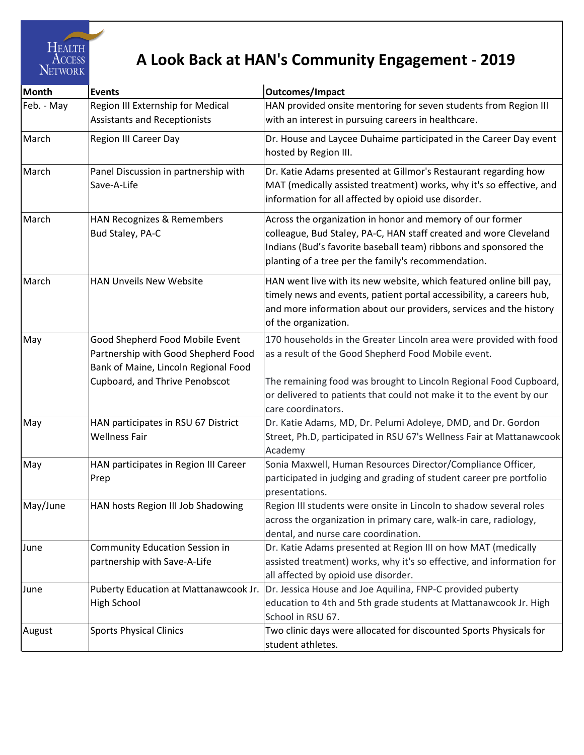# A Look Back at HAN's Community Engagement - 2019

| Month | Events | Outcomes/Impact |
|---|---|---|
| Feb. - May | Region III Externship for Medical Assistants and Receptionists | HAN provided onsite mentoring for seven students from Region III with an interest in pursuing careers in healthcare. |
| March | Region III Career Day | Dr. House and Laycee Duhaime participated in the Career Day event hosted by Region III. |
| March | Panel Discussion in partnership with Save-A-Life | Dr. Katie Adams presented at Gillmor's Restaurant regarding how MAT (medically assisted treatment) works, why it's so effective, and information for all affected by opioid use disorder. |
| March | HAN Recognizes & Remembers Bud Staley, PA-C | Across the organization in honor and memory of our former colleague, Bud Staley, PA-C, HAN staff created and wore Cleveland Indians (Bud's favorite baseball team) ribbons and sponsored the planting of a tree per the family's recommendation. |
| March | HAN Unveils New Website | HAN went live with its new website, which featured online bill pay, timely news and events, patient portal accessibility, a careers hub, and more information about our providers, services and the history of the organization. |
| May | Good Shepherd Food Mobile Event Partnership with Good Shepherd Food Bank of Maine, Lincoln Regional Food Cupboard, and Thrive Penobscot | 170 households in the Greater Lincoln area were provided with food as a result of the Good Shepherd Food Mobile event.<br><br>The remaining food was brought to Lincoln Regional Food Cupboard, or delivered to patients that could not make it to the event by our care coordinators. |
| May | HAN participates in RSU 67 District Wellness Fair | Dr. Katie Adams, MD, Dr. Pelumi Adoleye, DMD, and Dr. Gordon Street, Ph.D, participated in RSU 67's Wellness Fair at Mattanawcook Academy |
| May | HAN participates in Region III Career Prep | Sonia Maxwell, Human Resources Director/Compliance Officer, participated in judging and grading of student career pre portfolio presentations. |
| May/June | HAN hosts Region III Job Shadowing | Region III students were onsite in Lincoln to shadow several roles across the organization in primary care, walk-in care, radiology, dental, and nurse care coordination. |
| June | Community Education Session in partnership with Save-A-Life | Dr. Katie Adams presented at Region III on how MAT (medically assisted treatment) works, why it's so effective, and information for all affected by opioid use disorder. |
| June | Puberty Education at Mattanawcook Jr. High School | Dr. Jessica House and Joe Aquilina, FNP-C provided puberty education to 4th and 5th grade students at Mattanawcook Jr. High School in RSU 67. |
| August | Sports Physical Clinics | Two clinic days were allocated for discounted Sports Physicals for student athletes. |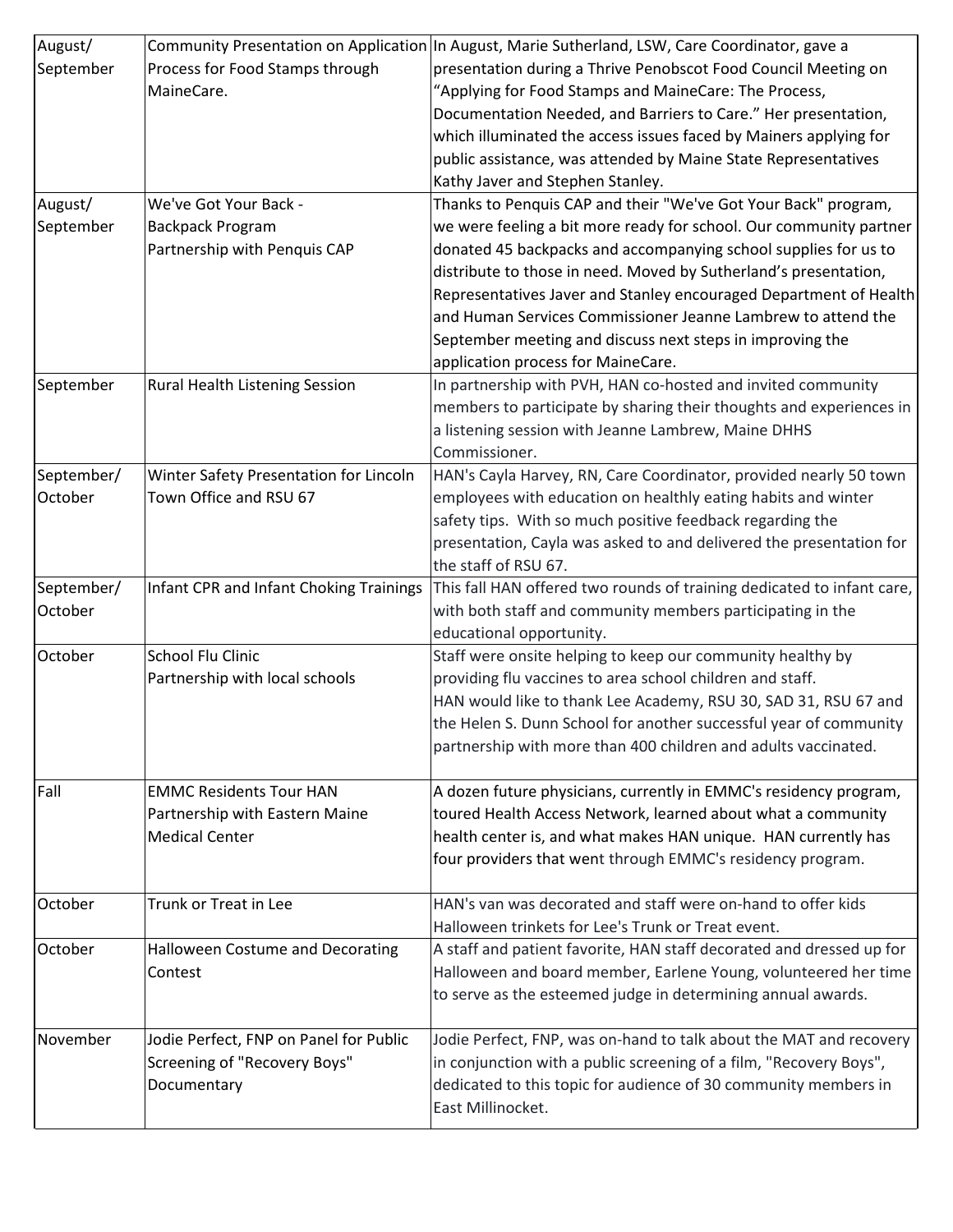| August/ September | Community Presentation on Application Process for Food Stamps through MaineCare. | In August, Marie Sutherland, LSW, Care Coordinator, gave a presentation during a Thrive Penobscot Food Council Meeting on "Applying for Food Stamps and MaineCare: The Process, Documentation Needed, and Barriers to Care." Her presentation, which illuminated the access issues faced by Mainers applying for public assistance, was attended by Maine State Representatives Kathy Javer and Stephen Stanley. |
|---|---|---|
| August/ September | We've Got Your Back - Backpack Program Partnership with Penquis CAP | Thanks to Penquis CAP and their "We've Got Your Back" program, we were feeling a bit more ready for school. Our community partner donated 45 backpacks and accompanying school supplies for us to distribute to those in need. Moved by Sutherland's presentation, Representatives Javer and Stanley encouraged Department of Health and Human Services Commissioner Jeanne Lambrew to attend the September meeting and discuss next steps in improving the application process for MaineCare. |
| September | Rural Health Listening Session | In partnership with PVH, HAN co-hosted and invited community members to participate by sharing their thoughts and experiences in a listening session with Jeanne Lambrew, Maine DHHS Commissioner. |
| September/ October | Winter Safety Presentation for Lincoln Town Office and RSU 67 | HAN's Cayla Harvey, RN, Care Coordinator, provided nearly 50 town employees with education on healthly eating habits and winter safety tips. With so much positive feedback regarding the presentation, Cayla was asked to and delivered the presentation for the staff of RSU 67. |
| September/ October | Infant CPR and Infant Choking Trainings | This fall HAN offered two rounds of training dedicated to infant care, with both staff and community members participating in the educational opportunity. |
| October | School Flu Clinic Partnership with local schools | Staff were onsite helping to keep our community healthy by providing flu vaccines to area school children and staff. HAN would like to thank Lee Academy, RSU 30, SAD 31, RSU 67 and the Helen S. Dunn School for another successful year of community partnership with more than 400 children and adults vaccinated. |
| Fall | EMMC Residents Tour HAN Partnership with Eastern Maine Medical Center | A dozen future physicians, currently in EMMC's residency program, toured Health Access Network, learned about what a community health center is, and what makes HAN unique. HAN currently has four providers that went through EMMC's residency program. |
| October | Trunk or Treat in Lee | HAN's van was decorated and staff were on-hand to offer kids Halloween trinkets for Lee's Trunk or Treat event. |
| October | Halloween Costume and Decorating Contest | A staff and patient favorite, HAN staff decorated and dressed up for Halloween and board member, Earlene Young, volunteered her time to serve as the esteemed judge in determining annual awards. |
| November | Jodie Perfect, FNP on Panel for Public Screening of "Recovery Boys" Documentary | Jodie Perfect, FNP, was on-hand to talk about the MAT and recovery in conjunction with a public screening of a film, "Recovery Boys", dedicated to this topic for audience of 30 community members in East Millinocket. |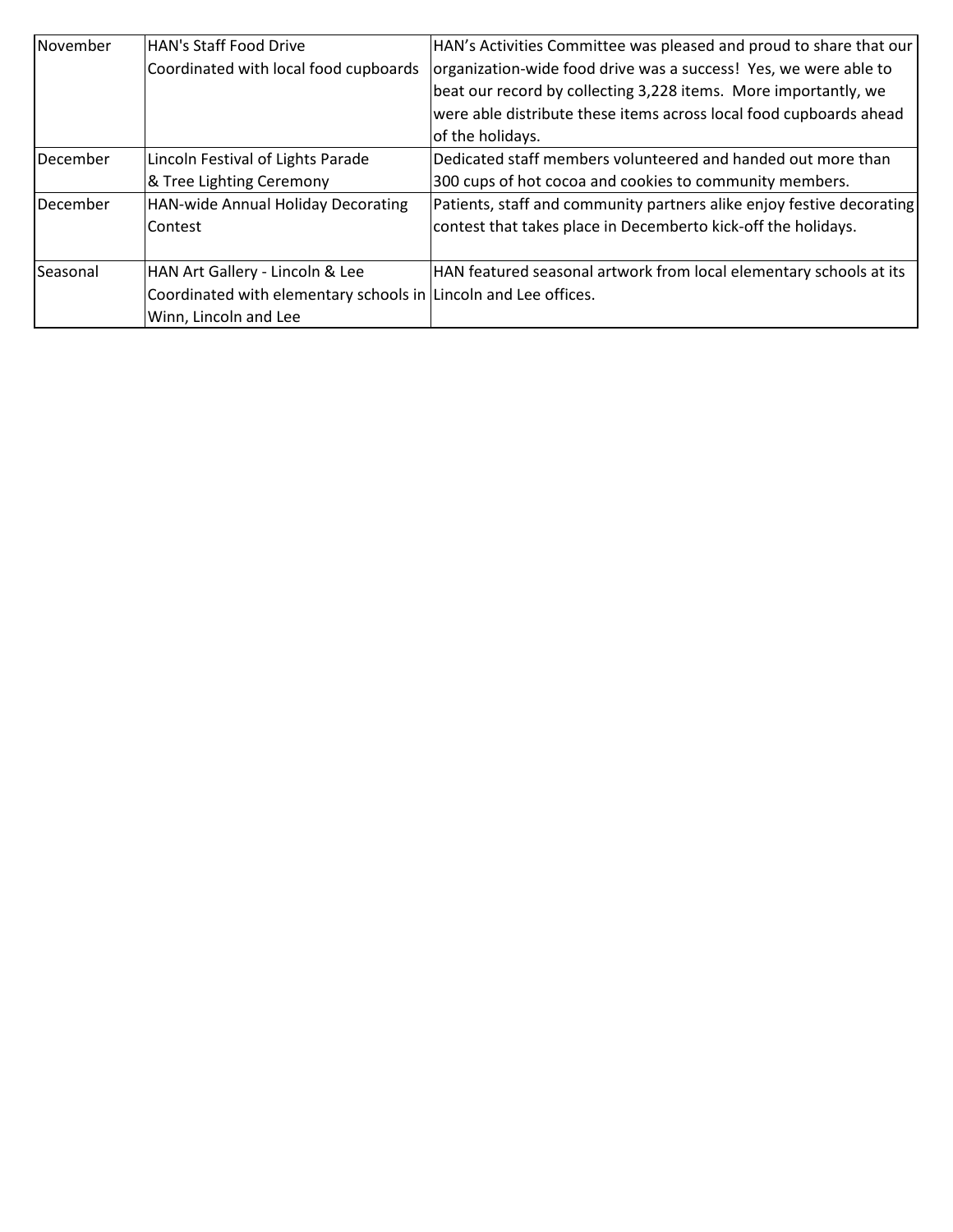| | | |
|---|---|---|
| November | HAN's Staff Food Drive Coordinated with local food cupboards | HAN's Activities Committee was pleased and proud to share that our organization-wide food drive was a success! Yes, we were able to beat our record by collecting 3,228 items. More importantly, we were able distribute these items across local food cupboards ahead of the holidays. |
| December | Lincoln Festival of Lights Parade & Tree Lighting Ceremony | Dedicated staff members volunteered and handed out more than 300 cups of hot cocoa and cookies to community members. |
| December | HAN-wide Annual Holiday Decorating Contest | Patients, staff and community partners alike enjoy festive decorating contest that takes place in Decemberto kick-off the holidays. |
| Seasonal | HAN Art Gallery - Lincoln & Lee Coordinated with elementary schools in Winn, Lincoln and Lee | HAN featured seasonal artwork from local elementary schools at its Lincoln and Lee offices. |